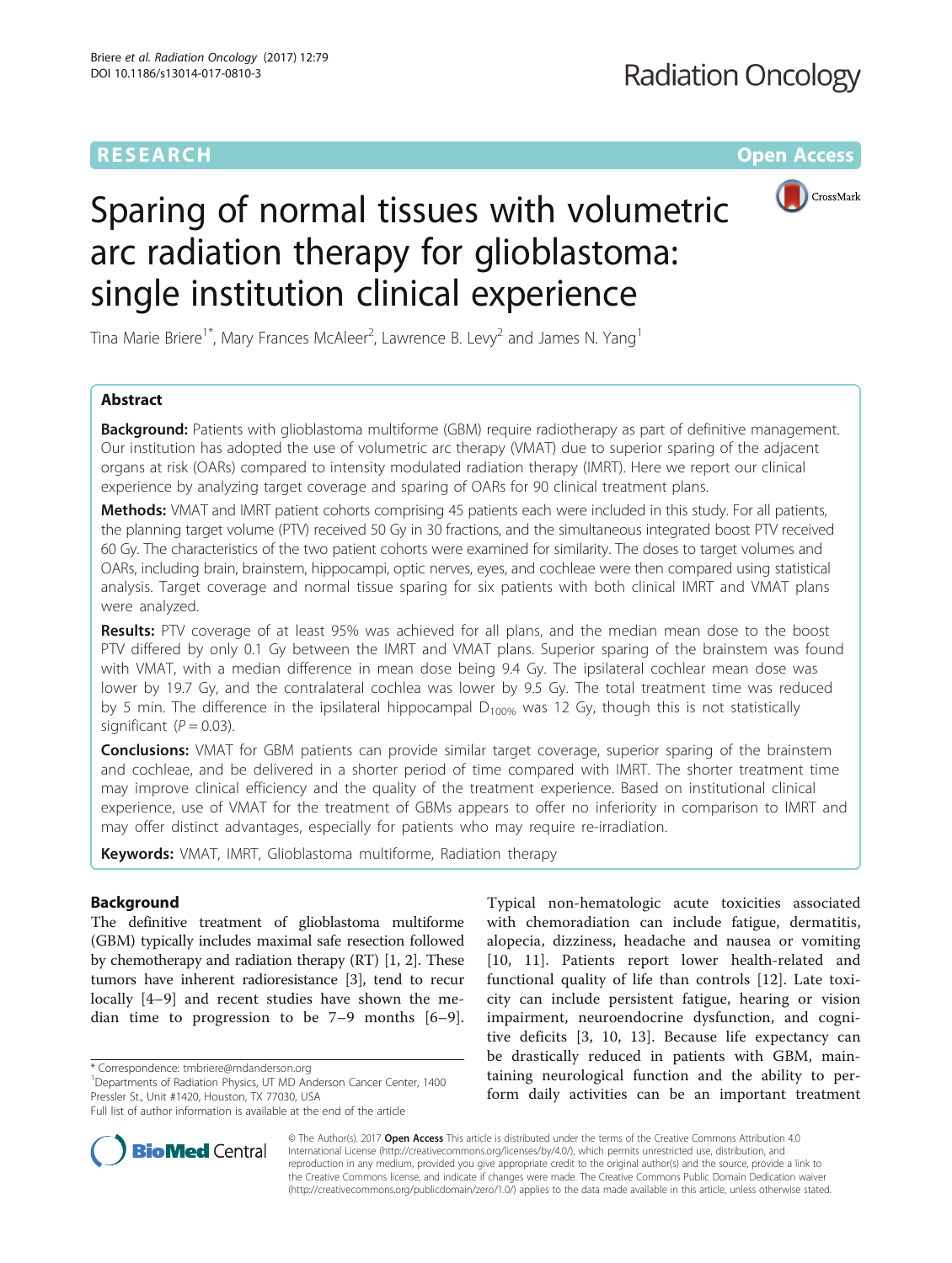RESEARCH Open Access

# Sparing of normal tissues with volumetric arc radiation therapy for glioblastoma: single institution clinical experience

Tina Marie Briere[1*], Mary Frances McAleer[2], Lawrence B. Levy[2] and James N. Yang[1]

## Abstract

**Background:** Patients with glioblastoma multiforme (GBM) require radiotherapy as part of definitive management. Our institution has adopted the use of volumetric arc therapy (VMAT) due to superior sparing of the adjacent organs at risk (OARs) compared to intensity modulated radiation therapy (IMRT). Here we report our clinical experience by analyzing target coverage and sparing of OARs for 90 clinical treatment plans.

**Methods:** VMAT and IMRT patient cohorts comprising 45 patients each were included in this study. For all patients, the planning target volume (PTV) received 50 Gy in 30 fractions, and the simultaneous integrated boost PTV received 60 Gy. The characteristics of the two patient cohorts were examined for similarity. The doses to target volumes and OARs, including brain, brainstem, hippocampi, optic nerves, eyes, and cochleae were then compared using statistical analysis. Target coverage and normal tissue sparing for six patients with both clinical IMRT and VMAT plans were analyzed.

**Results:** PTV coverage of at least 95% was achieved for all plans, and the median mean dose to the boost PTV differed by only 0.1 Gy between the IMRT and VMAT plans. Superior sparing of the brainstem was found with VMAT, with a median difference in mean dose being 9.4 Gy. The ipsilateral cochlear mean dose was lower by 19.7 Gy, and the contralateral cochlea was lower by 9.5 Gy. The total treatment time was reduced by 5 min. The difference in the ipsilateral hippocampal $D_{100\%}$ was 12 Gy, though this is not statistically significant ($P = 0.03$).

**Conclusions:** VMAT for GBM patients can provide similar target coverage, superior sparing of the brainstem and cochleae, and be delivered in a shorter period of time compared with IMRT. The shorter treatment time may improve clinical efficiency and the quality of the treatment experience. Based on institutional clinical experience, use of VMAT for the treatment of GBMs appears to offer no inferiority in comparison to IMRT and may offer distinct advantages, especially for patients who may require re-irradiation.

**Keywords:** VMAT, IMRT, Glioblastoma multiforme, Radiation therapy

## Background

The definitive treatment of glioblastoma multiforme (GBM) typically includes maximal safe resection followed by chemotherapy and radiation therapy (RT) [1, 2]. These tumors have inherent radioresistance [3], tend to recur locally [4–9] and recent studies have shown the median time to progression to be 7–9 months [6–9]. Typical non-hematologic acute toxicities associated with chemoradiation can include fatigue, dermatitis, alopecia, dizziness, headache and nausea or vomiting [10, 11]. Patients report lower health-related and functional quality of life than controls [12]. Late toxicity can include persistent fatigue, hearing or vision impairment, neuroendocrine dysfunction, and cognitive deficits [3, 10, 13]. Because life expectancy can be drastically reduced in patients with GBM, maintaining neurological function and the ability to perform daily activities can be an important treatment

\* Correspondence: tmbriere@mdanderson.org
[1]Departments of Radiation Physics, UT MD Anderson Cancer Center, 1400 Pressler St., Unit #1420, Houston, TX 77030, USA
Full list of author information is available at the end of the article

© The Author(s). 2017 **Open Access** This article is distributed under the terms of the Creative Commons Attribution 4.0 International License (http://creativecommons.org/licenses/by/4.0/), which permits unrestricted use, distribution, and reproduction in any medium, provided you give appropriate credit to the original author(s) and the source, provide a link to the Creative Commons license, and indicate if changes were made. The Creative Commons Public Domain Dedication waiver (http://creativecommons.org/publicdomain/zero/1.0/) applies to the data made available in this article, unless otherwise stated.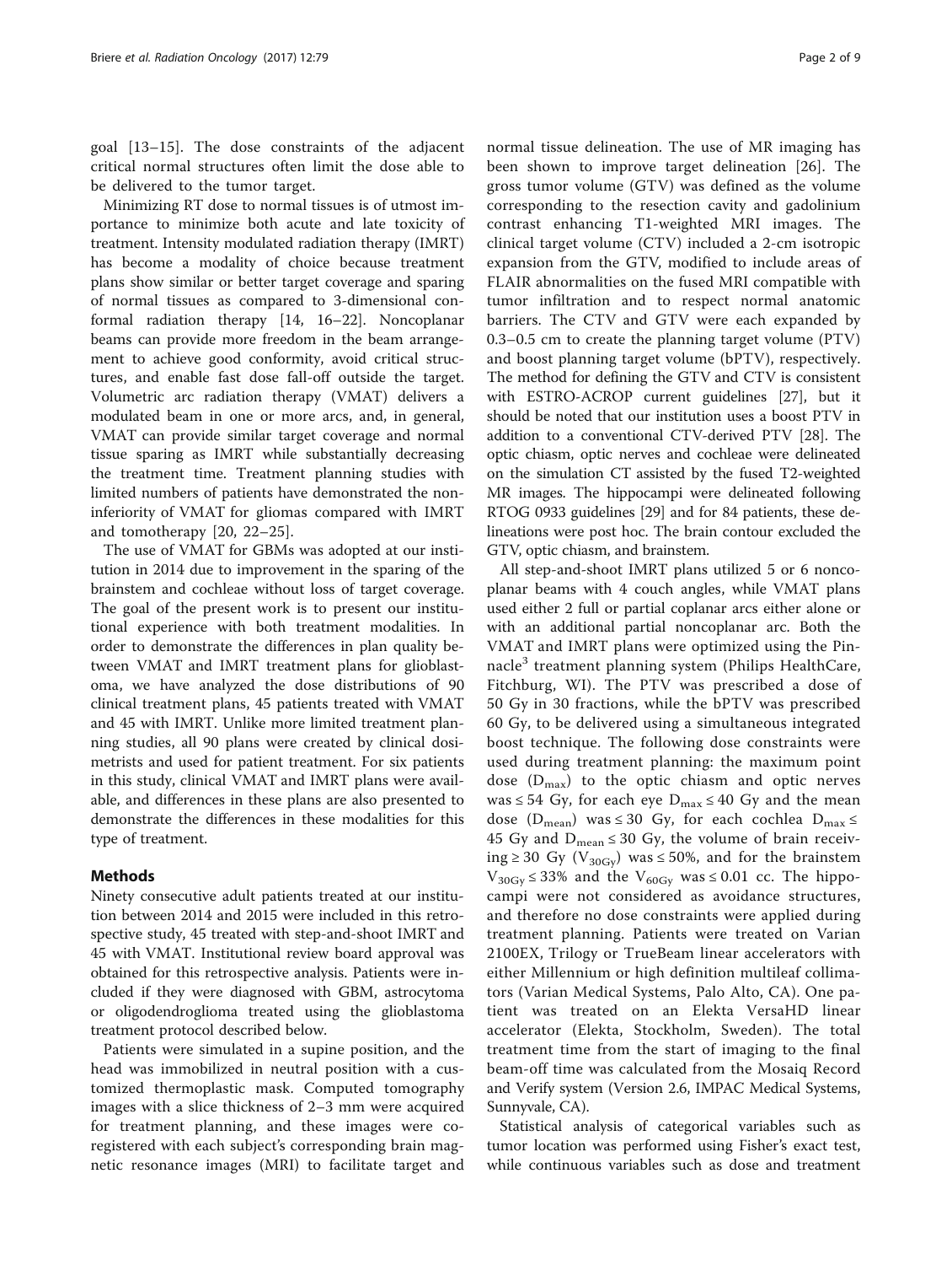goal [13–15]. The dose constraints of the adjacent critical normal structures often limit the dose able to be delivered to the tumor target.

Minimizing RT dose to normal tissues is of utmost importance to minimize both acute and late toxicity of treatment. Intensity modulated radiation therapy (IMRT) has become a modality of choice because treatment plans show similar or better target coverage and sparing of normal tissues as compared to 3-dimensional conformal radiation therapy [14, 16–22]. Noncoplanar beams can provide more freedom in the beam arrangement to achieve good conformity, avoid critical structures, and enable fast dose fall-off outside the target. Volumetric arc radiation therapy (VMAT) delivers a modulated beam in one or more arcs, and, in general, VMAT can provide similar target coverage and normal tissue sparing as IMRT while substantially decreasing the treatment time. Treatment planning studies with limited numbers of patients have demonstrated the noninferiority of VMAT for gliomas compared with IMRT and tomotherapy [20, 22–25].

The use of VMAT for GBMs was adopted at our institution in 2014 due to improvement in the sparing of the brainstem and cochleae without loss of target coverage. The goal of the present work is to present our institutional experience with both treatment modalities. In order to demonstrate the differences in plan quality between VMAT and IMRT treatment plans for glioblastoma, we have analyzed the dose distributions of 90 clinical treatment plans, 45 patients treated with VMAT and 45 with IMRT. Unlike more limited treatment planning studies, all 90 plans were created by clinical dosimetrists and used for patient treatment. For six patients in this study, clinical VMAT and IMRT plans were available, and differences in these plans are also presented to demonstrate the differences in these modalities for this type of treatment.

## Methods

Ninety consecutive adult patients treated at our institution between 2014 and 2015 were included in this retrospective study, 45 treated with step-and-shoot IMRT and 45 with VMAT. Institutional review board approval was obtained for this retrospective analysis. Patients were included if they were diagnosed with GBM, astrocytoma or oligodendroglioma treated using the glioblastoma treatment protocol described below.

Patients were simulated in a supine position, and the head was immobilized in neutral position with a customized thermoplastic mask. Computed tomography images with a slice thickness of 2–3 mm were acquired for treatment planning, and these images were co-registered with each subject's corresponding brain magnetic resonance images (MRI) to facilitate target and normal tissue delineation. The use of MR imaging has been shown to improve target delineation [26]. The gross tumor volume (GTV) was defined as the volume corresponding to the resection cavity and gadolinium contrast enhancing T1-weighted MRI images. The clinical target volume (CTV) included a 2-cm isotropic expansion from the GTV, modified to include areas of FLAIR abnormalities on the fused MRI compatible with tumor infiltration and to respect normal anatomic barriers. The CTV and GTV were each expanded by 0.3–0.5 cm to create the planning target volume (PTV) and boost planning target volume (bPTV), respectively. The method for defining the GTV and CTV is consistent with ESTRO-ACROP current guidelines [27], but it should be noted that our institution uses a boost PTV in addition to a conventional CTV-derived PTV [28]. The optic chiasm, optic nerves and cochleae were delineated on the simulation CT assisted by the fused T2-weighted MR images. The hippocampi were delineated following RTOG 0933 guidelines [29] and for 84 patients, these delineations were post hoc. The brain contour excluded the GTV, optic chiasm, and brainstem.

All step-and-shoot IMRT plans utilized 5 or 6 noncoplanar beams with 4 couch angles, while VMAT plans used either 2 full or partial coplanar arcs either alone or with an additional partial noncoplanar arc. Both the VMAT and IMRT plans were optimized using the Pinnacle[3] treatment planning system (Philips HealthCare, Fitchburg, WI). The PTV was prescribed a dose of 50 Gy in 30 fractions, while the bPTV was prescribed 60 Gy, to be delivered using a simultaneous integrated boost technique. The following dose constraints were used during treatment planning: the maximum point dose ($D_{max}$) to the optic chiasm and optic nerves was ≤ 54 Gy, for each eye $D_{max} \leq 40$ Gy and the mean dose ($D_{mean}$) was ≤ 30 Gy, for each cochlea $D_{max} \leq$ 45 Gy and $D_{mean} \leq 30$ Gy, the volume of brain receiving ≥ 30 Gy ($V_{30Gy}$) was ≤ 50%, and for the brainstem $V_{30Gy} \leq 33\%$ and the $V_{60Gy}$ was ≤ 0.01 cc. The hippocampi were not considered as avoidance structures, and therefore no dose constraints were applied during treatment planning. Patients were treated on Varian 2100EX, Trilogy or TrueBeam linear accelerators with either Millennium or high definition multileaf collimators (Varian Medical Systems, Palo Alto, CA). One patient was treated on an Elekta VersaHD linear accelerator (Elekta, Stockholm, Sweden). The total treatment time from the start of imaging to the final beam-off time was calculated from the Mosaiq Record and Verify system (Version 2.6, IMPAC Medical Systems, Sunnyvale, CA).

Statistical analysis of categorical variables such as tumor location was performed using Fisher's exact test, while continuous variables such as dose and treatment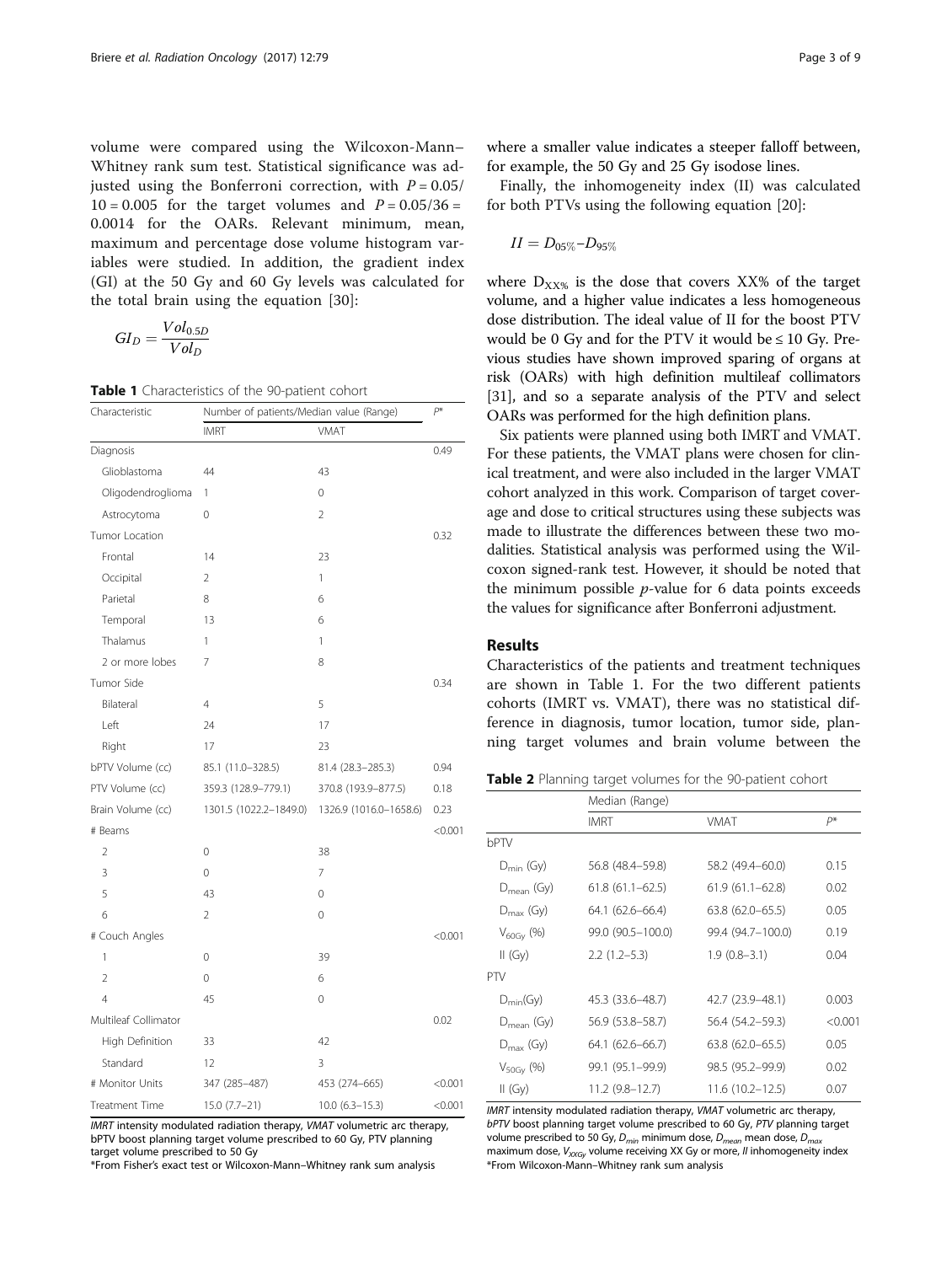volume were compared using the Wilcoxon-Mann–Whitney rank sum test. Statistical significance was adjusted using the Bonferroni correction, with $P = 0.05/10 = 0.005$ for the target volumes and $P = 0.05/36 = 0.0014$ for the OARs. Relevant minimum, mean, maximum and percentage dose volume histogram variables were studied. In addition, the gradient index (GI) at the 50 Gy and 60 Gy levels was calculated for the total brain using the equation [30]:

$$GI_D = \frac{Vol_{0.5D}}{Vol_D}$$

**Table 1** Characteristics of the 90-patient cohort

| Characteristic | Number of patients/Median value (Range) | | $P$* |
|---|---|---|---|
| | IMRT | VMAT | |
| Diagnosis | | | 0.49 |
| Glioblastoma | 44 | 43 | |
| Oligodendroglioma | 1 | 0 | |
| Astrocytoma | 0 | 2 | |
| Tumor Location | | | 0.32 |
| Frontal | 14 | 23 | |
| Occipital | 2 | 1 | |
| Parietal | 8 | 6 | |
| Temporal | 13 | 6 | |
| Thalamus | 1 | 1 | |
| 2 or more lobes | 7 | 8 | |
| Tumor Side | | | 0.34 |
| Bilateral | 4 | 5 | |
| Left | 24 | 17 | |
| Right | 17 | 23 | |
| bPTV Volume (cc) | 85.1 (11.0–328.5) | 81.4 (28.3–285.3) | 0.94 |
| PTV Volume (cc) | 359.3 (128.9–779.1) | 370.8 (193.9–877.5) | 0.18 |
| Brain Volume (cc) | 1301.5 (1022.2–1849.0) | 1326.9 (1016.0–1658.6) | 0.23 |
| # Beams | | | <0.001 |
| 2 | 0 | 38 | |
| 3 | 0 | 7 | |
| 5 | 43 | 0 | |
| 6 | 2 | 0 | |
| # Couch Angles | | | <0.001 |
| 1 | 0 | 39 | |
| 2 | 0 | 6 | |
| 4 | 45 | 0 | |
| Multileaf Collimator | | | 0.02 |
| High Definition | 33 | 42 | |
| Standard | 12 | 3 | |
| # Monitor Units | 347 (285–487) | 453 (274–665) | <0.001 |
| Treatment Time | 15.0 (7.7–21) | 10.0 (6.3–15.3) | <0.001 |

*IMRT* intensity modulated radiation therapy, *VMAT* volumetric arc therapy, bPTV boost planning target volume prescribed to 60 Gy, PTV planning target volume prescribed to 50 Gy
*From Fisher's exact test or Wilcoxon-Mann–Whitney rank sum analysis

where a smaller value indicates a steeper falloff between, for example, the 50 Gy and 25 Gy isodose lines.

Finally, the inhomogeneity index (II) was calculated for both PTVs using the following equation [20]:

$$II = D_{05\%} – D_{95\%}$$

where $D_{XX\%}$ is the dose that covers XX% of the target volume, and a higher value indicates a less homogeneous dose distribution. The ideal value of II for the boost PTV would be 0 Gy and for the PTV it would be ≤ 10 Gy. Previous studies have shown improved sparing of organs at risk (OARs) with high definition multileaf collimators [31], and so a separate analysis of the PTV and select OARs was performed for the high definition plans.

Six patients were planned using both IMRT and VMAT. For these patients, the VMAT plans were chosen for clinical treatment, and were also included in the larger VMAT cohort analyzed in this work. Comparison of target coverage and dose to critical structures using these subjects was made to illustrate the differences between these two modalities. Statistical analysis was performed using the Wilcoxon signed-rank test. However, it should be noted that the minimum possible *p*-value for 6 data points exceeds the values for significance after Bonferroni adjustment.

## Results

Characteristics of the patients and treatment techniques are shown in Table 1. For the two different patients cohorts (IMRT vs. VMAT), there was no statistical difference in diagnosis, tumor location, tumor side, planning target volumes and brain volume between the

**Table 2** Planning target volumes for the 90-patient cohort

| | Median (Range) | | |
|---|---|---|---|
| | IMRT | VMAT | $P$* |
| bPTV | | | |
| $D_{min}$ (Gy) | 56.8 (48.4–59.8) | 58.2 (49.4–60.0) | 0.15 |
| $D_{mean}$ (Gy) | 61.8 (61.1–62.5) | 61.9 (61.1–62.8) | 0.02 |
| $D_{max}$ (Gy) | 64.1 (62.6–66.4) | 63.8 (62.0–65.5) | 0.05 |
| $V_{60Gy}$ (%) | 99.0 (90.5–100.0) | 99.4 (94.7–100.0) | 0.19 |
| II (Gy) | 2.2 (1.2–5.3) | 1.9 (0.8–3.1) | 0.04 |
| PTV | | | |
| $D_{min}$(Gy) | 45.3 (33.6–48.7) | 42.7 (23.9–48.1) | 0.003 |
| $D_{mean}$ (Gy) | 56.9 (53.8–58.7) | 56.4 (54.2–59.3) | <0.001 |
| $D_{max}$ (Gy) | 64.1 (62.6–66.7) | 63.8 (62.0–65.5) | 0.05 |
| $V_{50Gy}$ (%) | 99.1 (95.1–99.9) | 98.5 (95.2–99.9) | 0.02 |
| II (Gy) | 11.2 (9.8–12.7) | 11.6 (10.2–12.5) | 0.07 |

*IMRT* intensity modulated radiation therapy, *VMAT* volumetric arc therapy, *bPTV* boost planning target volume prescribed to 60 Gy, *PTV* planning target volume prescribed to 50 Gy, $D_{min}$ minimum dose, $D_{mean}$ mean dose, $D_{max}$ maximum dose, $V_{XXGy}$ volume receiving XX Gy or more, *II* inhomogeneity index
*From Wilcoxon-Mann–Whitney rank sum analysis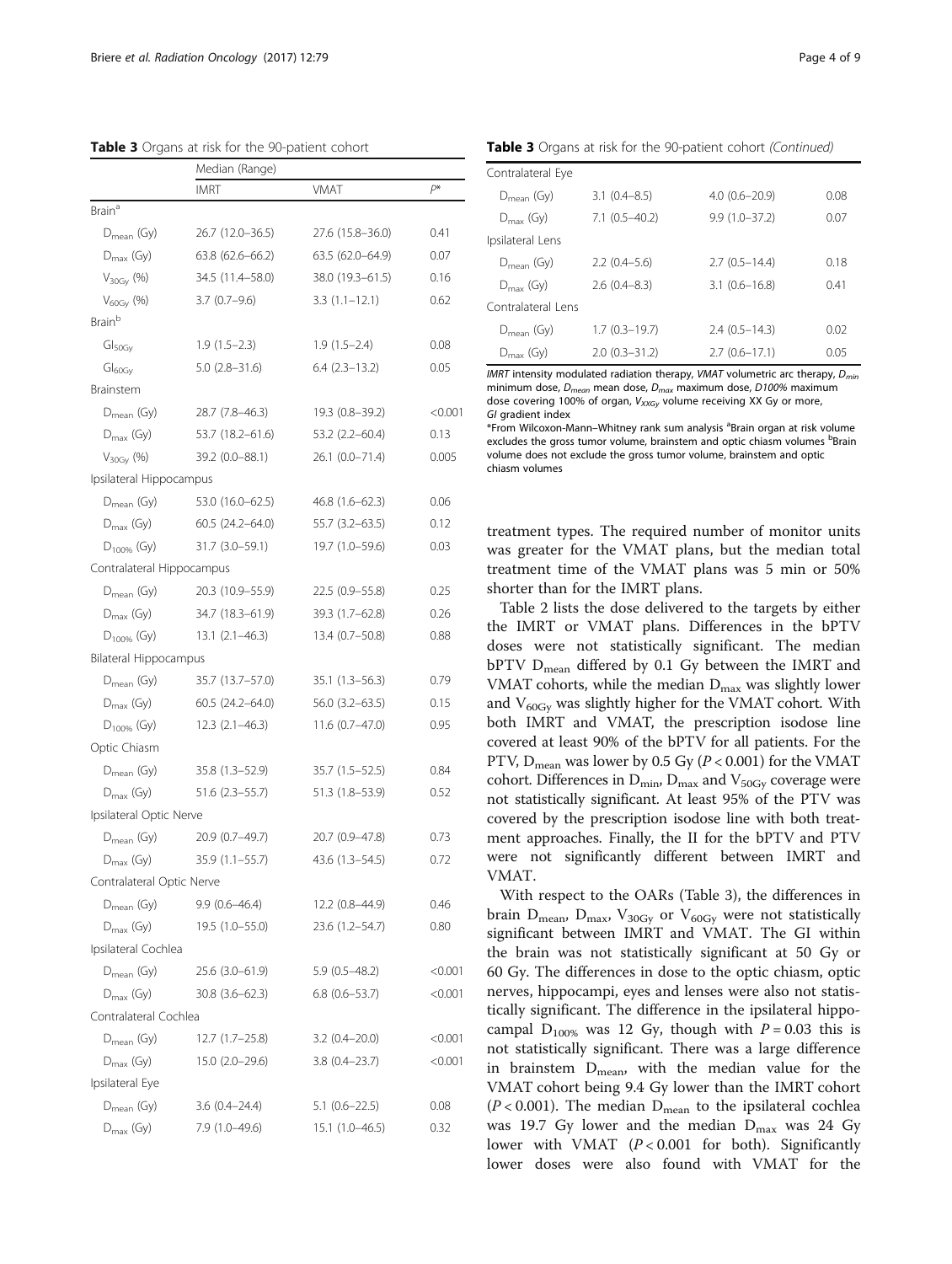**Table 3** Organs at risk for the 90-patient cohort

| | Median (Range) | | |
|---|---|---|---|
| | IMRT | VMAT | $P$* |
| Brain[a] | | | |
| $D_{mean}$ (Gy) | 26.7 (12.0–36.5) | 27.6 (15.8–36.0) | 0.41 |
| $D_{max}$ (Gy) | 63.8 (62.6–66.2) | 63.5 (62.0–64.9) | 0.07 |
| $V_{30Gy}$ (%) | 34.5 (11.4–58.0) | 38.0 (19.3–61.5) | 0.16 |
| $V_{60Gy}$ (%) | 3.7 (0.7–9.6) | 3.3 (1.1–12.1) | 0.62 |
| Brain[b] | | | |
| $GI_{50Gy}$ | 1.9 (1.5–2.3) | 1.9 (1.5–2.4) | 0.08 |
| $GI_{60Gy}$ | 5.0 (2.8–31.6) | 6.4 (2.3–13.2) | 0.05 |
| Brainstem | | | |
| $D_{mean}$ (Gy) | 28.7 (7.8–46.3) | 19.3 (0.8–39.2) | <0.001 |
| $D_{max}$ (Gy) | 53.7 (18.2–61.6) | 53.2 (2.2–60.4) | 0.13 |
| $V_{30Gy}$ (%) | 39.2 (0.0–88.1) | 26.1 (0.0–71.4) | 0.005 |
| Ipsilateral Hippocampus | | | |
| $D_{mean}$ (Gy) | 53.0 (16.0–62.5) | 46.8 (1.6–62.3) | 0.06 |
| $D_{max}$ (Gy) | 60.5 (24.2–64.0) | 55.7 (3.2–63.5) | 0.12 |
| $D_{100\%}$ (Gy) | 31.7 (3.0–59.1) | 19.7 (1.0–59.6) | 0.03 |
| Contralateral Hippocampus | | | |
| $D_{mean}$ (Gy) | 20.3 (10.9–55.9) | 22.5 (0.9–55.8) | 0.25 |
| $D_{max}$ (Gy) | 34.7 (18.3–61.9) | 39.3 (1.7–62.8) | 0.26 |
| $D_{100\%}$ (Gy) | 13.1 (2.1–46.3) | 13.4 (0.7–50.8) | 0.88 |
| Bilateral Hippocampus | | | |
| $D_{mean}$ (Gy) | 35.7 (13.7–57.0) | 35.1 (1.3–56.3) | 0.79 |
| $D_{max}$ (Gy) | 60.5 (24.2–64.0) | 56.0 (3.2–63.5) | 0.15 |
| $D_{100\%}$ (Gy) | 12.3 (2.1–46.3) | 11.6 (0.7–47.0) | 0.95 |
| Optic Chiasm | | | |
| $D_{mean}$ (Gy) | 35.8 (1.3–52.9) | 35.7 (1.5–52.5) | 0.84 |
| $D_{max}$ (Gy) | 51.6 (2.3–55.7) | 51.3 (1.8–53.9) | 0.52 |
| Ipsilateral Optic Nerve | | | |
| $D_{mean}$ (Gy) | 20.9 (0.7–49.7) | 20.7 (0.9–47.8) | 0.73 |
| $D_{max}$ (Gy) | 35.9 (1.1–55.7) | 43.6 (1.3–54.5) | 0.72 |
| Contralateral Optic Nerve | | | |
| $D_{mean}$ (Gy) | 9.9 (0.6–46.4) | 12.2 (0.8–44.9) | 0.46 |
| $D_{max}$ (Gy) | 19.5 (1.0–55.0) | 23.6 (1.2–54.7) | 0.80 |
| Ipsilateral Cochlea | | | |
| $D_{mean}$ (Gy) | 25.6 (3.0–61.9) | 5.9 (0.5–48.2) | <0.001 |
| $D_{max}$ (Gy) | 30.8 (3.6–62.3) | 6.8 (0.6–53.7) | <0.001 |
| Contralateral Cochlea | | | |
| $D_{mean}$ (Gy) | 12.7 (1.7–25.8) | 3.2 (0.4–20.0) | <0.001 |
| $D_{max}$ (Gy) | 15.0 (2.0–29.6) | 3.8 (0.4–23.7) | <0.001 |
| Ipsilateral Eye | | | |
| $D_{mean}$ (Gy) | 3.6 (0.4–24.4) | 5.1 (0.6–22.5) | 0.08 |
| $D_{max}$ (Gy) | 7.9 (1.0–49.6) | 15.1 (1.0–46.5) | 0.32 |
| Contralateral Eye | | | |
| $D_{mean}$ (Gy) | 3.1 (0.4–8.5) | 4.0 (0.6–20.9) | 0.08 |
| $D_{max}$ (Gy) | 7.1 (0.5–40.2) | 9.9 (1.0–37.2) | 0.07 |
| Ipsilateral Lens | | | |
| $D_{mean}$ (Gy) | 2.2 (0.4–5.6) | 2.7 (0.5–14.4) | 0.18 |
| $D_{max}$ (Gy) | 2.6 (0.4–8.3) | 3.1 (0.6–16.8) | 0.41 |
| Contralateral Lens | | | |
| $D_{mean}$ (Gy) | 1.7 (0.3–19.7) | 2.4 (0.5–14.3) | 0.02 |
| $D_{max}$ (Gy) | 2.0 (0.3–31.2) | 2.7 (0.6–17.1) | 0.05 |

*IMRT* intensity modulated radiation therapy, *VMAT* volumetric arc therapy, $D_{min}$ minimum dose, $D_{mean}$ mean dose, $D_{max}$ maximum dose, *D100%* maximum dose covering 100% of organ, $V_{XXGy}$ volume receiving XX Gy or more, *GI* gradient index

*From Wilcoxon-Mann–Whitney rank sum analysis [a]Brain organ at risk volume excludes the gross tumor volume, brainstem and optic chiasm volumes [b]Brain volume does not exclude the gross tumor volume, brainstem and optic chiasm volumes

treatment types. The required number of monitor units was greater for the VMAT plans, but the median total treatment time of the VMAT plans was 5 min or 50% shorter than for the IMRT plans.

Table 2 lists the dose delivered to the targets by either the IMRT or VMAT plans. Differences in the bPTV doses were not statistically significant. The median bPTV $D_{mean}$ differed by 0.1 Gy between the IMRT and VMAT cohorts, while the median $D_{max}$ was slightly lower and $V_{60Gy}$ was slightly higher for the VMAT cohort. With both IMRT and VMAT, the prescription isodose line covered at least 90% of the bPTV for all patients. For the PTV, $D_{mean}$ was lower by 0.5 Gy ($P < 0.001$) for the VMAT cohort. Differences in $D_{min}$, $D_{max}$ and $V_{50Gy}$ coverage were not statistically significant. At least 95% of the PTV was covered by the prescription isodose line with both treatment approaches. Finally, the II for the bPTV and PTV were not significantly different between IMRT and VMAT.

With respect to the OARs (Table 3), the differences in brain $D_{mean}$, $D_{max}$, $V_{30Gy}$ or $V_{60Gy}$ were not statistically significant between IMRT and VMAT. The GI within the brain was not statistically significant at 50 Gy or 60 Gy. The differences in dose to the optic chiasm, optic nerves, hippocampi, eyes and lenses were also not statistically significant. The difference in the ipsilateral hippocampal $D_{100\%}$ was 12 Gy, though with $P = 0.03$ this is not statistically significant. There was a large difference in brainstem $D_{mean}$, with the median value for the VMAT cohort being 9.4 Gy lower than the IMRT cohort ($P < 0.001$). The median $D_{mean}$ to the ipsilateral cochlea was 19.7 Gy lower and the median $D_{max}$ was 24 Gy lower with VMAT ($P < 0.001$ for both). Significantly lower doses were also found with VMAT for the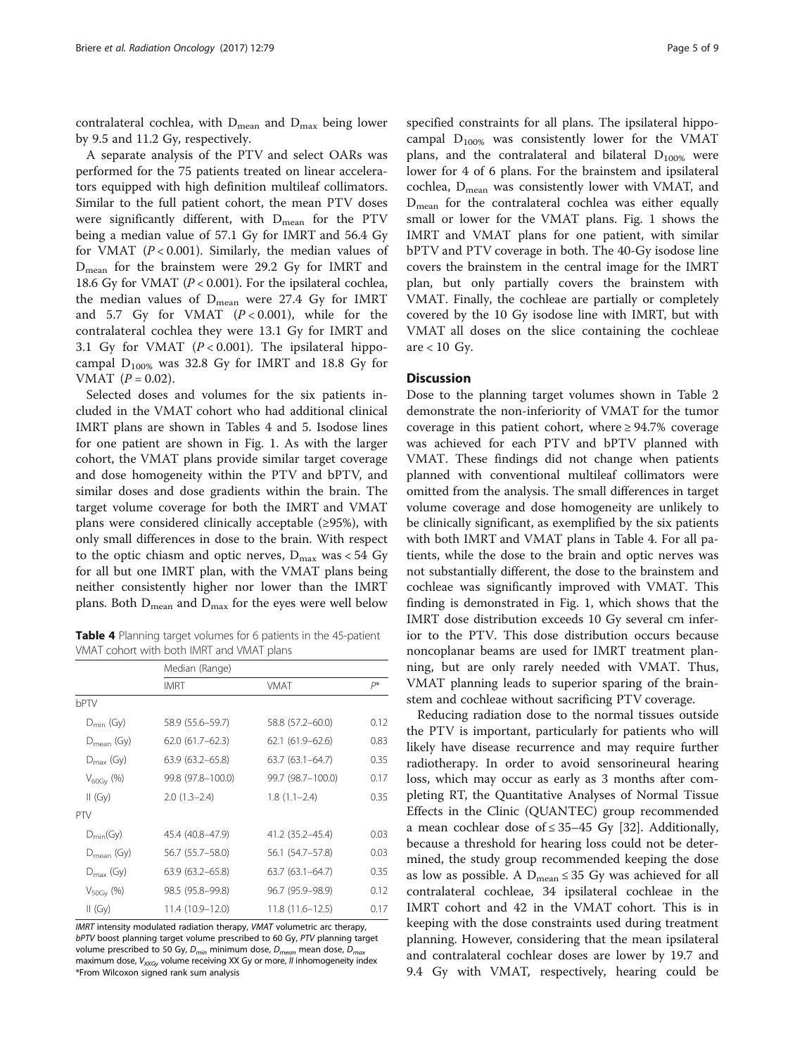contralateral cochlea, with $D_{mean}$ and $D_{max}$ being lower by 9.5 and 11.2 Gy, respectively.

A separate analysis of the PTV and select OARs was performed for the 75 patients treated on linear accelerators equipped with high definition multileaf collimators. Similar to the full patient cohort, the mean PTV doses were significantly different, with $D_{mean}$ for the PTV being a median value of 57.1 Gy for IMRT and 56.4 Gy for VMAT ($P < 0.001$). Similarly, the median values of $D_{mean}$ for the brainstem were 29.2 Gy for IMRT and 18.6 Gy for VMAT ($P < 0.001$). For the ipsilateral cochlea, the median values of $D_{mean}$ were 27.4 Gy for IMRT and 5.7 Gy for VMAT ($P < 0.001$), while for the contralateral cochlea they were 13.1 Gy for IMRT and 3.1 Gy for VMAT ($P < 0.001$). The ipsilateral hippocampal $D_{100\%}$ was 32.8 Gy for IMRT and 18.8 Gy for VMAT ($P = 0.02$).

Selected doses and volumes for the six patients included in the VMAT cohort who had additional clinical IMRT plans are shown in Tables 4 and 5. Isodose lines for one patient are shown in Fig. 1. As with the larger cohort, the VMAT plans provide similar target coverage and dose homogeneity within the PTV and bPTV, and similar doses and dose gradients within the brain. The target volume coverage for both the IMRT and VMAT plans were considered clinically acceptable (≥95%), with only small differences in dose to the brain. With respect to the optic chiasm and optic nerves, $D_{max}$ was < 54 Gy for all but one IMRT plan, with the VMAT plans being neither consistently higher nor lower than the IMRT plans. Both $D_{mean}$ and $D_{max}$ for the eyes were well below specified constraints for all plans. The ipsilateral hippocampal $D_{100\%}$ was consistently lower for the VMAT plans, and the contralateral and bilateral $D_{100\%}$ were lower for 4 of 6 plans. For the brainstem and ipsilateral cochlea, $D_{mean}$ was consistently lower with VMAT, and $D_{mean}$ for the contralateral cochlea was either equally small or lower for the VMAT plans. Fig. 1 shows the IMRT and VMAT plans for one patient, with similar bPTV and PTV coverage in both. The 40-Gy isodose line covers the brainstem in the central image for the IMRT plan, but only partially covers the brainstem with VMAT. Finally, the cochleae are partially or completely covered by the 10 Gy isodose line with IMRT, but with VMAT all doses on the slice containing the cochleae are < 10 Gy.

**Table 4** Planning target volumes for 6 patients in the 45-patient VMAT cohort with both IMRT and VMAT plans

| | Median (Range) | | |
|---|---|---|---|
| | IMRT | VMAT | $P$* |
| bPTV | | | |
| $D_{min}$ (Gy) | 58.9 (55.6–59.7) | 58.8 (57.2–60.0) | 0.12 |
| $D_{mean}$ (Gy) | 62.0 (61.7–62.3) | 62.1 (61.9–62.6) | 0.83 |
| $D_{max}$ (Gy) | 63.9 (63.2–65.8) | 63.7 (63.1–64.7) | 0.35 |
| $V_{60Gy}$ (%) | 99.8 (97.8–100.0) | 99.7 (98.7–100.0) | 0.17 |
| II (Gy) | 2.0 (1.3–2.4) | 1.8 (1.1–2.4) | 0.35 |
| PTV | | | |
| $D_{min}$(Gy) | 45.4 (40.8–47.9) | 41.2 (35.2–45.4) | 0.03 |
| $D_{mean}$ (Gy) | 56.7 (55.7–58.0) | 56.1 (54.7–57.8) | 0.03 |
| $D_{max}$ (Gy) | 63.9 (63.2–65.8) | 63.7 (63.1–64.7) | 0.35 |
| $V_{50Gy}$ (%) | 98.5 (95.8–99.8) | 96.7 (95.9–98.9) | 0.12 |
| II (Gy) | 11.4 (10.9–12.0) | 11.8 (11.6–12.5) | 0.17 |

*IMRT* intensity modulated radiation therapy, *VMAT* volumetric arc therapy, *bPTV* boost planning target volume prescribed to 60 Gy, *PTV* planning target volume prescribed to 50 Gy, $D_{min}$ minimum dose, $D_{mean}$ mean dose, $D_{max}$ maximum dose, $V_{XXGy}$ volume receiving XX Gy or more, *II* inhomogeneity index
*From Wilcoxon signed rank sum analysis

## Discussion

Dose to the planning target volumes shown in Table 2 demonstrate the non-inferiority of VMAT for the tumor coverage in this patient cohort, where ≥ 94.7% coverage was achieved for each PTV and bPTV planned with VMAT. These findings did not change when patients planned with conventional multileaf collimators were omitted from the analysis. The small differences in target volume coverage and dose homogeneity are unlikely to be clinically significant, as exemplified by the six patients with both IMRT and VMAT plans in Table 4. For all patients, while the dose to the brain and optic nerves was not substantially different, the dose to the brainstem and cochleae was significantly improved with VMAT. This finding is demonstrated in Fig. 1, which shows that the IMRT dose distribution exceeds 10 Gy several cm inferior to the PTV. This dose distribution occurs because noncoplanar beams are used for IMRT treatment planning, but are only rarely needed with VMAT. Thus, VMAT planning leads to superior sparing of the brainstem and cochleae without sacrificing PTV coverage.

Reducing radiation dose to the normal tissues outside the PTV is important, particularly for patients who will likely have disease recurrence and may require further radiotherapy. In order to avoid sensorineural hearing loss, which may occur as early as 3 months after completing RT, the Quantitative Analyses of Normal Tissue Effects in the Clinic (QUANTEC) group recommended a mean cochlear dose of ≤ 35–45 Gy [32]. Additionally, because a threshold for hearing loss could not be determined, the study group recommended keeping the dose as low as possible. A $D_{mean} \leq 35$ Gy was achieved for all contralateral cochleae, 34 ipsilateral cochleae in the IMRT cohort and 42 in the VMAT cohort. This is in keeping with the dose constraints used during treatment planning. However, considering that the mean ipsilateral and contralateral cochlear doses are lower by 19.7 and 9.4 Gy with VMAT, respectively, hearing could be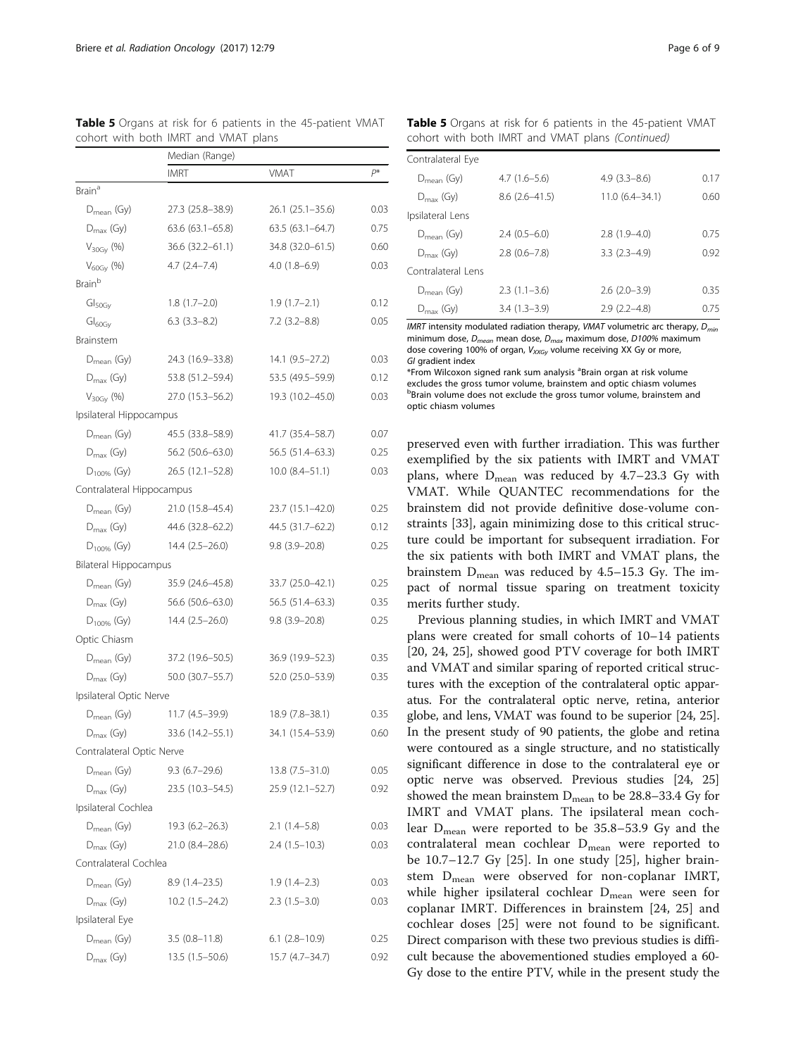**Table 5** Organs at risk for 6 patients in the 45-patient VMAT cohort with both IMRT and VMAT plans

| | Median (Range) | | |
|---|---|---|---|
| | IMRT | VMAT | $P$* |
| Brain[a] | | | |
| $D_{mean}$ (Gy) | 27.3 (25.8–38.9) | 26.1 (25.1–35.6) | 0.03 |
| $D_{max}$ (Gy) | 63.6 (63.1–65.8) | 63.5 (63.1–64.7) | 0.75 |
| $V_{30Gy}$ (%) | 36.6 (32.2–61.1) | 34.8 (32.0–61.5) | 0.60 |
| $V_{60Gy}$ (%) | 4.7 (2.4–7.4) | 4.0 (1.8–6.9) | 0.03 |
| Brain[b] | | | |
| $GI_{50Gy}$ | 1.8 (1.7–2.0) | 1.9 (1.7–2.1) | 0.12 |
| $GI_{60Gy}$ | 6.3 (3.3–8.2) | 7.2 (3.2–8.8) | 0.05 |
| Brainstem | | | |
| $D_{mean}$ (Gy) | 24.3 (16.9–33.8) | 14.1 (9.5–27.2) | 0.03 |
| $D_{max}$ (Gy) | 53.8 (51.2–59.4) | 53.5 (49.5–59.9) | 0.12 |
| $V_{30Gy}$ (%) | 27.0 (15.3–56.2) | 19.3 (10.2–45.0) | 0.03 |
| Ipsilateral Hippocampus | | | |
| $D_{mean}$ (Gy) | 45.5 (33.8–58.9) | 41.7 (35.4–58.7) | 0.07 |
| $D_{max}$ (Gy) | 56.2 (50.6–63.0) | 56.5 (51.4–63.3) | 0.25 |
| $D_{100\%}$ (Gy) | 26.5 (12.1–52.8) | 10.0 (8.4–51.1) | 0.03 |
| Contralateral Hippocampus | | | |
| $D_{mean}$ (Gy) | 21.0 (15.8–45.4) | 23.7 (15.1–42.0) | 0.25 |
| $D_{max}$ (Gy) | 44.6 (32.8–62.2) | 44.5 (31.7–62.2) | 0.12 |
| $D_{100\%}$ (Gy) | 14.4 (2.5–26.0) | 9.8 (3.9–20.8) | 0.25 |
| Bilateral Hippocampus | | | |
| $D_{mean}$ (Gy) | 35.9 (24.6–45.8) | 33.7 (25.0–42.1) | 0.25 |
| $D_{max}$ (Gy) | 56.6 (50.6–63.0) | 56.5 (51.4–63.3) | 0.35 |
| $D_{100\%}$ (Gy) | 14.4 (2.5–26.0) | 9.8 (3.9–20.8) | 0.25 |
| Optic Chiasm | | | |
| $D_{mean}$ (Gy) | 37.2 (19.6–50.5) | 36.9 (19.9–52.3) | 0.35 |
| $D_{max}$ (Gy) | 50.0 (30.7–55.7) | 52.0 (25.0–53.9) | 0.35 |
| Ipsilateral Optic Nerve | | | |
| $D_{mean}$ (Gy) | 11.7 (4.5–39.9) | 18.9 (7.8–38.1) | 0.35 |
| $D_{max}$ (Gy) | 33.6 (14.2–55.1) | 34.1 (15.4–53.9) | 0.60 |
| Contralateral Optic Nerve | | | |
| $D_{mean}$ (Gy) | 9.3 (6.7–29.6) | 13.8 (7.5–31.0) | 0.05 |
| $D_{max}$ (Gy) | 23.5 (10.3–54.5) | 25.9 (12.1–52.7) | 0.92 |
| Ipsilateral Cochlea | | | |
| $D_{mean}$ (Gy) | 19.3 (6.2–26.3) | 2.1 (1.4–5.8) | 0.03 |
| $D_{max}$ (Gy) | 21.0 (8.4–28.6) | 2.4 (1.5–10.3) | 0.03 |
| Contralateral Cochlea | | | |
| $D_{mean}$ (Gy) | 8.9 (1.4–23.5) | 1.9 (1.4–2.3) | 0.03 |
| $D_{max}$ (Gy) | 10.2 (1.5–24.2) | 2.3 (1.5–3.0) | 0.03 |
| Ipsilateral Eye | | | |
| $D_{mean}$ (Gy) | 3.5 (0.8–11.8) | 6.1 (2.8–10.9) | 0.25 |
| $D_{max}$ (Gy) | 13.5 (1.5–50.6) | 15.7 (4.7–34.7) | 0.92 |
| Contralateral Eye | | | |
| $D_{mean}$ (Gy) | 4.7 (1.6–5.6) | 4.9 (3.3–8.6) | 0.17 |
| $D_{max}$ (Gy) | 8.6 (2.6–41.5) | 11.0 (6.4–34.1) | 0.60 |
| Ipsilateral Lens | | | |
| $D_{mean}$ (Gy) | 2.4 (0.5–6.0) | 2.8 (1.9–4.0) | 0.75 |
| $D_{max}$ (Gy) | 2.8 (0.6–7.8) | 3.3 (2.3–4.9) | 0.92 |
| Contralateral Lens | | | |
| $D_{mean}$ (Gy) | 2.3 (1.1–3.6) | 2.6 (2.0–3.9) | 0.35 |
| $D_{max}$ (Gy) | 3.4 (1.3–3.9) | 2.9 (2.2–4.8) | 0.75 |

*IMRT* intensity modulated radiation therapy, *VMAT* volumetric arc therapy, $D_{min}$ minimum dose, $D_{mean}$ mean dose, $D_{max}$ maximum dose, *D100%* maximum dose covering 100% of organ, $V_{XXGy}$ volume receiving XX Gy or more, *GI* gradient index

*From Wilcoxon signed rank sum analysis [a]Brain organ at risk volume excludes the gross tumor volume, brainstem and optic chiasm volumes [b]Brain volume does not exclude the gross tumor volume, brainstem and optic chiasm volumes

preserved even with further irradiation. This was further exemplified by the six patients with IMRT and VMAT plans, where $D_{mean}$ was reduced by 4.7–23.3 Gy with VMAT. While QUANTEC recommendations for the brainstem did not provide definitive dose-volume constraints [33], again minimizing dose to this critical structure could be important for subsequent irradiation. For the six patients with both IMRT and VMAT plans, the brainstem $D_{mean}$ was reduced by 4.5–15.3 Gy. The impact of normal tissue sparing on treatment toxicity merits further study.

Previous planning studies, in which IMRT and VMAT plans were created for small cohorts of 10–14 patients [20, 24, 25], showed good PTV coverage for both IMRT and VMAT and similar sparing of reported critical structures with the exception of the contralateral optic apparatus. For the contralateral optic nerve, retina, anterior globe, and lens, VMAT was found to be superior [24, 25]. In the present study of 90 patients, the globe and retina were contoured as a single structure, and no statistically significant difference in dose to the contralateral eye or optic nerve was observed. Previous studies [24, 25] showed the mean brainstem $D_{mean}$ to be 28.8–33.4 Gy for IMRT and VMAT plans. The ipsilateral mean cochlear $D_{mean}$ were reported to be 35.8–53.9 Gy and the contralateral mean cochlear $D_{mean}$ were reported to be 10.7–12.7 Gy [25]. In one study [25], higher brainstem $D_{mean}$ were observed for non-coplanar IMRT, while higher ipsilateral cochlear $D_{mean}$ were seen for coplanar IMRT. Differences in brainstem [24, 25] and cochlear doses [25] were not found to be significant. Direct comparison with these two previous studies is difficult because the abovementioned studies employed a 60-Gy dose to the entire PTV, while in the present study the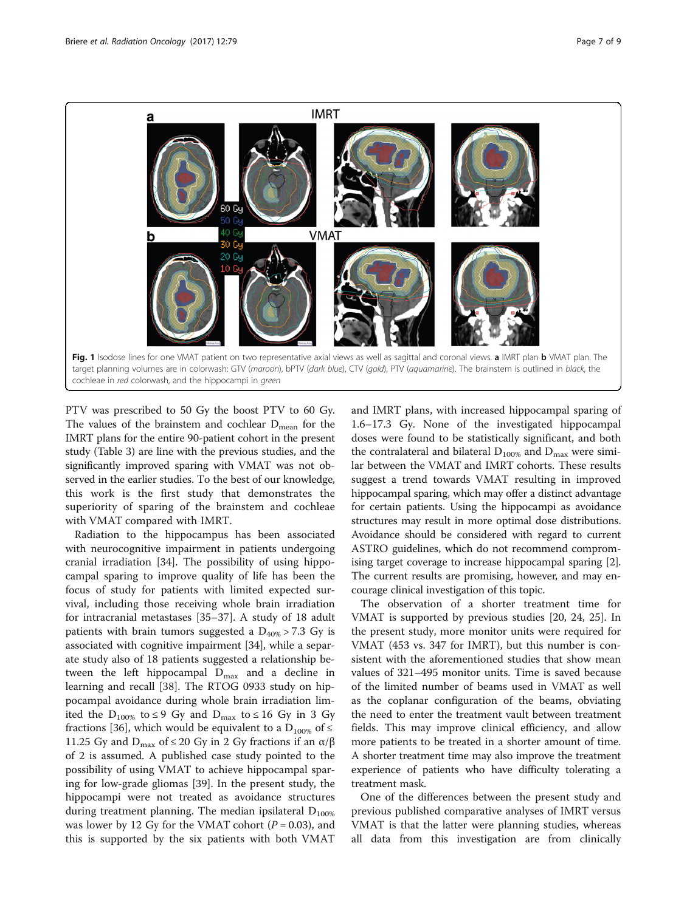Fig. 1 Isodose lines for one VMAT patient on two representative axial views as well as sagittal and coronal views. **a** IMRT plan **b** VMAT plan. The target planning volumes are in colorwash: GTV (*maroon*), bPTV (*dark blue*), CTV (*gold*), PTV (*aquamarine*). The brainstem is outlined in *black*, the cochleae in *red* colorwash, and the hippocampi in *green*

PTV was prescribed to 50 Gy the boost PTV to 60 Gy. The values of the brainstem and cochlear $D_{mean}$ for the IMRT plans for the entire 90-patient cohort in the present study (Table 3) are line with the previous studies, and the significantly improved sparing with VMAT was not observed in the earlier studies. To the best of our knowledge, this work is the first study that demonstrates the superiority of sparing of the brainstem and cochleae with VMAT compared with IMRT.

Radiation to the hippocampus has been associated with neurocognitive impairment in patients undergoing cranial irradiation [34]. The possibility of using hippocampal sparing to improve quality of life has been the focus of study for patients with limited expected survival, including those receiving whole brain irradiation for intracranial metastases [35–37]. A study of 18 adult patients with brain tumors suggested a $D_{40\%} > 7.3$ Gy is associated with cognitive impairment [34], while a separate study also of 18 patients suggested a relationship between the left hippocampal $D_{max}$ and a decline in learning and recall [38]. The RTOG 0933 study on hippocampal avoidance during whole brain irradiation limited the $D_{100\%}$ to ≤ 9 Gy and $D_{max}$ to ≤ 16 Gy in 3 Gy fractions [36], which would be equivalent to a $D_{100\%}$ of ≤ 11.25 Gy and $D_{max}$ of ≤ 20 Gy in 2 Gy fractions if an $\alpha/\beta$ of 2 is assumed. A published case study pointed to the possibility of using VMAT to achieve hippocampal sparing for low-grade gliomas [39]. In the present study, the hippocampi were not treated as avoidance structures during treatment planning. The median ipsilateral $D_{100\%}$ was lower by 12 Gy for the VMAT cohort ($P = 0.03$), and this is supported by the six patients with both VMAT and IMRT plans, with increased hippocampal sparing of 1.6–17.3 Gy. None of the investigated hippocampal doses were found to be statistically significant, and both the contralateral and bilateral $D_{100\%}$ and $D_{max}$ were similar between the VMAT and IMRT cohorts. These results suggest a trend towards VMAT resulting in improved hippocampal sparing, which may offer a distinct advantage for certain patients. Using the hippocampi as avoidance structures may result in more optimal dose distributions. Avoidance should be considered with regard to current ASTRO guidelines, which do not recommend compromising target coverage to increase hippocampal sparing [2]. The current results are promising, however, and may encourage clinical investigation of this topic.

The observation of a shorter treatment time for VMAT is supported by previous studies [20, 24, 25]. In the present study, more monitor units were required for VMAT (453 vs. 347 for IMRT), but this number is consistent with the aforementioned studies that show mean values of 321–495 monitor units. Time is saved because of the limited number of beams used in VMAT as well as the coplanar configuration of the beams, obviating the need to enter the treatment vault between treatment fields. This may improve clinical efficiency, and allow more patients to be treated in a shorter amount of time. A shorter treatment time may also improve the treatment experience of patients who have difficulty tolerating a treatment mask.

One of the differences between the present study and previous published comparative analyses of IMRT versus VMAT is that the latter were planning studies, whereas all data from this investigation are from clinically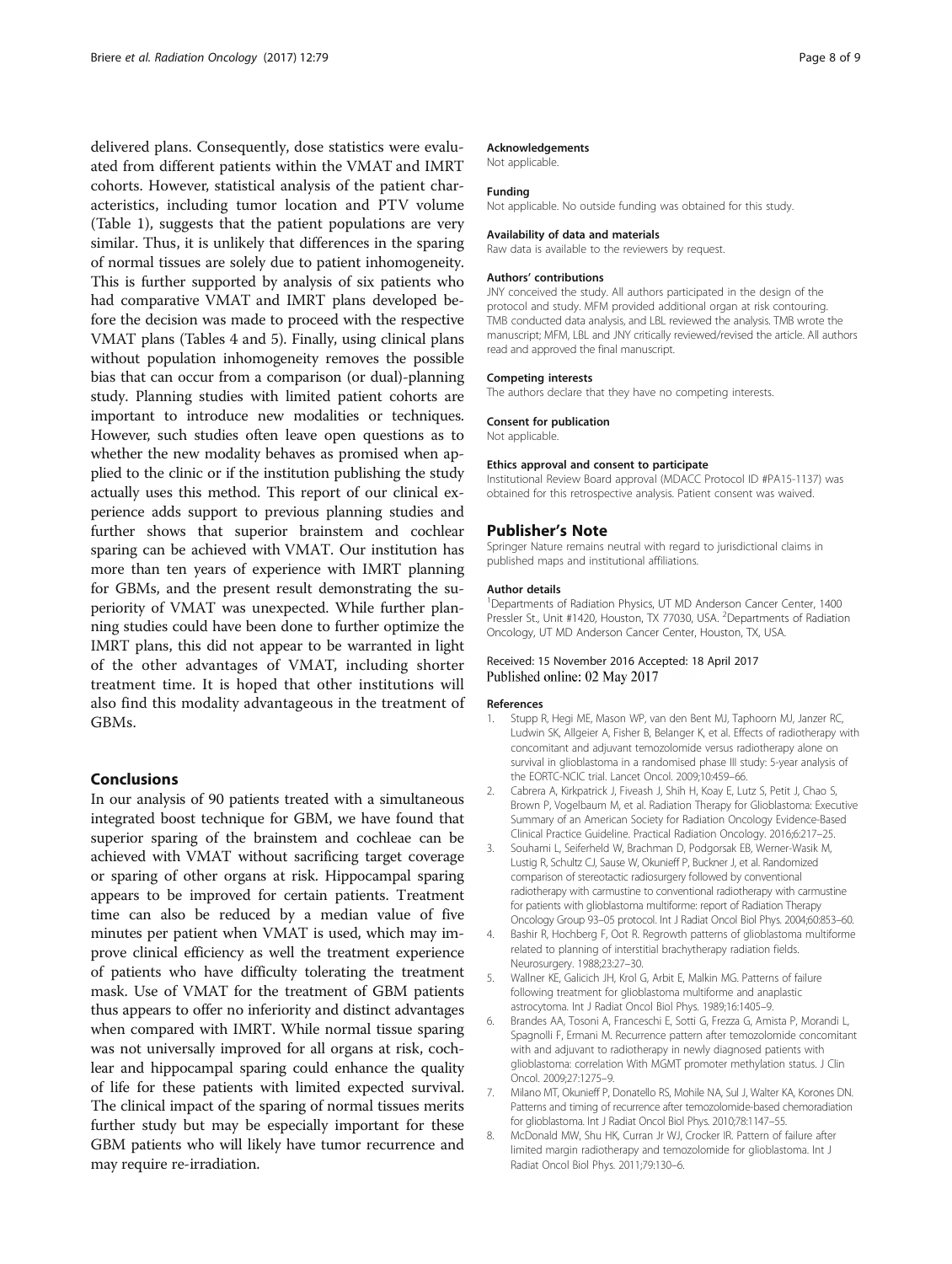delivered plans. Consequently, dose statistics were evaluated from different patients within the VMAT and IMRT cohorts. However, statistical analysis of the patient characteristics, including tumor location and PTV volume (Table 1), suggests that the patient populations are very similar. Thus, it is unlikely that differences in the sparing of normal tissues are solely due to patient inhomogeneity. This is further supported by analysis of six patients who had comparative VMAT and IMRT plans developed before the decision was made to proceed with the respective VMAT plans (Tables 4 and 5). Finally, using clinical plans without population inhomogeneity removes the possible bias that can occur from a comparison (or dual)-planning study. Planning studies with limited patient cohorts are important to introduce new modalities or techniques. However, such studies often leave open questions as to whether the new modality behaves as promised when applied to the clinic or if the institution publishing the study actually uses this method. This report of our clinical experience adds support to previous planning studies and further shows that superior brainstem and cochlear sparing can be achieved with VMAT. Our institution has more than ten years of experience with IMRT planning for GBMs, and the present result demonstrating the superiority of VMAT was unexpected. While further planning studies could have been done to further optimize the IMRT plans, this did not appear to be warranted in light of the other advantages of VMAT, including shorter treatment time. It is hoped that other institutions will also find this modality advantageous in the treatment of GBMs.

## Conclusions

In our analysis of 90 patients treated with a simultaneous integrated boost technique for GBM, we have found that superior sparing of the brainstem and cochleae can be achieved with VMAT without sacrificing target coverage or sparing of other organs at risk. Hippocampal sparing appears to be improved for certain patients. Treatment time can also be reduced by a median value of five minutes per patient when VMAT is used, which may improve clinical efficiency as well the treatment experience of patients who have difficulty tolerating the treatment mask. Use of VMAT for the treatment of GBM patients thus appears to offer no inferiority and distinct advantages when compared with IMRT. While normal tissue sparing was not universally improved for all organs at risk, cochlear and hippocampal sparing could enhance the quality of life for these patients with limited expected survival. The clinical impact of the sparing of normal tissues merits further study but may be especially important for these GBM patients who will likely have tumor recurrence and may require re-irradiation.

#### Acknowledgements

Not applicable.

#### Funding

Not applicable. No outside funding was obtained for this study.

#### Availability of data and materials

Raw data is available to the reviewers by request.

#### Authors' contributions

JNY conceived the study. All authors participated in the design of the protocol and study. MFM provided additional organ at risk contouring. TMB conducted data analysis, and LBL reviewed the analysis. TMB wrote the manuscript; MFM, LBL and JNY critically reviewed/revised the article. All authors read and approved the final manuscript.

#### Competing interests

The authors declare that they have no competing interests.

#### Consent for publication

Not applicable.

#### Ethics approval and consent to participate

Institutional Review Board approval (MDACC Protocol ID #PA15-1137) was obtained for this retrospective analysis. Patient consent was waived.

### Publisher's Note

Springer Nature remains neutral with regard to jurisdictional claims in published maps and institutional affiliations.

#### Author details

[1]Departments of Radiation Physics, UT MD Anderson Cancer Center, 1400 Pressler St., Unit #1420, Houston, TX 77030, USA. [2]Departments of Radiation Oncology, UT MD Anderson Cancer Center, Houston, TX, USA.

Received: 15 November 2016 Accepted: 18 April 2017
Published online: 02 May 2017

#### References

1. Stupp R, Hegi ME, Mason WP, van den Bent MJ, Taphoorn MJ, Janzer RC, Ludwin SK, Allgeier A, Fisher B, Belanger K, et al. Effects of radiotherapy with concomitant and adjuvant temozolomide versus radiotherapy alone on survival in glioblastoma in a randomised phase III study: 5-year analysis of the EORTC-NCIC trial. Lancet Oncol. 2009;10:459–66.
2. Cabrera A, Kirkpatrick J, Fiveash J, Shih H, Koay E, Lutz S, Petit J, Chao S, Brown P, Vogelbaum M, et al. Radiation Therapy for Glioblastoma: Executive Summary of an American Society for Radiation Oncology Evidence-Based Clinical Practice Guideline. Practical Radiation Oncology. 2016;6:217–25.
3. Souhami L, Seiferheld W, Brachman D, Podgorsak EB, Werner-Wasik M, Lustig R, Schultz CJ, Sause W, Okunieff P, Buckner J, et al. Randomized comparison of stereotactic radiosurgery followed by conventional radiotherapy with carmustine to conventional radiotherapy with carmustine for patients with glioblastoma multiforme: report of Radiation Therapy Oncology Group 93–05 protocol. Int J Radiat Oncol Biol Phys. 2004;60:853–60.
4. Bashir R, Hochberg F, Oot R. Regrowth patterns of glioblastoma multiforme related to planning of interstitial brachytherapy radiation fields. Neurosurgery. 1988;23:27–30.
5. Wallner KE, Galicich JH, Krol G, Arbit E, Malkin MG. Patterns of failure following treatment for glioblastoma multiforme and anaplastic astrocytoma. Int J Radiat Oncol Biol Phys. 1989;16:1405–9.
6. Brandes AA, Tosoni A, Franceschi E, Sotti G, Frezza G, Amista P, Morandi L, Spagnolli F, Ermani M. Recurrence pattern after temozolomide concomitant with and adjuvant to radiotherapy in newly diagnosed patients with glioblastoma: correlation With MGMT promoter methylation status. J Clin Oncol. 2009;27:1275–9.
7. Milano MT, Okunieff P, Donatello RS, Mohile NA, Sul J, Walter KA, Korones DN. Patterns and timing of recurrence after temozolomide-based chemoradiation for glioblastoma. Int J Radiat Oncol Biol Phys. 2010;78:1147–55.
8. McDonald MW, Shu HK, Curran Jr WJ, Crocker IR. Pattern of failure after limited margin radiotherapy and temozolomide for glioblastoma. Int J Radiat Oncol Biol Phys. 2011;79:130–6.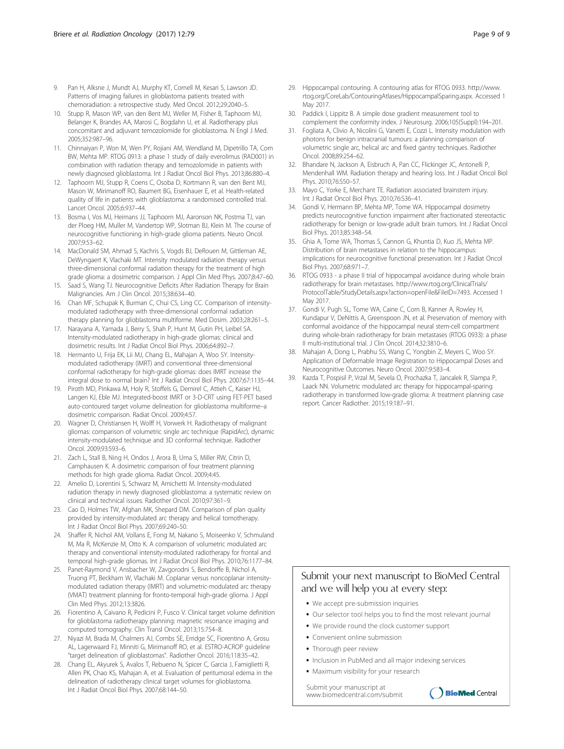9. Pan H, Alksne J, Mundt AJ, Murphy KT, Cornell M, Kesari S, Lawson JD. Patterns of imaging failures in glioblastoma patients treated with chemoradiation: a retrospective study. Med Oncol. 2012;29:2040–5.
10. Stupp R, Mason WP, van den Bent MJ, Weller M, Fisher B, Taphoorn MJ, Belanger K, Brandes AA, Marosi C, Bogdahn U, et al. Radiotherapy plus concomitant and adjuvant temozolomide for glioblastoma. N Engl J Med. 2005;352:987–96.
11. Chinnaiyan P, Won M, Wen PY, Rojiani AM, Wendland M, Dipetrillo TA, Corn BW, Mehta MP. RTOG 0913: a phase 1 study of daily everolimus (RAD001) in combination with radiation therapy and temozolomide in patients with newly diagnosed glioblastoma. Int J Radiat Oncol Biol Phys. 2013;86:880–4.
12. Taphoorn MJ, Stupp R, Coens C, Osoba D, Kortmann R, van den Bent MJ, Mason W, Mirimanoff RO, Baumert BG, Eisenhauer E, et al. Health-related quality of life in patients with glioblastoma: a randomised controlled trial. Lancet Oncol. 2005;6:937–44.
13. Bosma I, Vos MJ, Heimans JJ, Taphoorn MJ, Aaronson NK, Postma TJ, van der Ploeg HM, Muller M, Vandertop WP, Slotman BJ, Klein M. The course of neurocognitive functioning in high-grade glioma patients. Neuro Oncol. 2007;9:53–62.
14. MacDonald SM, Ahmad S, Kachris S, Vogds BJ, DeRouen M, Gittleman AE, DeWyngaert K, Vlachaki MT. Intensity modulated radiation therapy versus three-dimensional conformal radiation therapy for the treatment of high grade glioma: a dosimetric comparison. J Appl Clin Med Phys. 2007;8:47–60.
15. Saad S, Wang TJ. Neurocognitive Deficits After Radiation Therapy for Brain Malignancies. Am J Clin Oncol. 2015;38:634–40.
16. Chan MF, Schupak K, Burman C, Chui CS, Ling CC. Comparison of intensity-modulated radiotherapy with three-dimensional conformal radiation therapy planning for glioblastoma multiforme. Med Dosim. 2003;28:261–5.
17. Narayana A, Yamada J, Berry S, Shah P, Hunt M, Gutin PH, Leibel SA. Intensity-modulated radiotherapy in high-grade gliomas: clinical and dosimetric results. Int J Radiat Oncol Biol Phys. 2006;64:892–7.
18. Hermanto U, Frija EK, Lii MJ, Chang EL, Mahajan A, Woo SY. Intensity-modulated radiotherapy (IMRT) and conventional three-dimensional conformal radiotherapy for high-grade gliomas: does IMRT increase the integral dose to normal brain? Int J Radiat Oncol Biol Phys. 2007;67:1135–44.
19. Piroth MD, Pinkawa M, Holy R, Stoffels G, Demirel C, Attieh C, Kaiser HJ, Langen KJ, Eble MJ. Integrated-boost IMRT or 3-D-CRT using FET-PET based auto-contoured target volume delineation for glioblastoma multiforme–a dosimetric comparison. Radiat Oncol. 2009;4:57.
20. Wagner D, Christiansen H, Wolff H, Vorwerk H. Radiotherapy of malignant gliomas: comparison of volumetric single arc technique (RapidArc), dynamic intensity-modulated technique and 3D conformal technique. Radiother Oncol. 2009;93:593–6.
21. Zach L, Stall B, Ning H, Ondos J, Arora B, Uma S, Miller RW, Citrin D, Camphausen K. A dosimetric comparison of four treatment planning methods for high grade glioma. Radiat Oncol. 2009;4:45.
22. Amelio D, Lorentini S, Schwarz M, Amichetti M. Intensity-modulated radiation therapy in newly diagnosed glioblastoma: a systematic review on clinical and technical issues. Radiother Oncol. 2010;97:361–9.
23. Cao D, Holmes TW, Afghan MK, Shepard DM. Comparison of plan quality provided by intensity-modulated arc therapy and helical tomotherapy. Int J Radiat Oncol Biol Phys. 2007;69:240–50.
24. Shaffer R, Nichol AM, Vollans E, Fong M, Nakano S, Moiseenko V, Schmuland M, Ma R, McKenzie M, Otto K. A comparison of volumetric modulated arc therapy and conventional intensity-modulated radiotherapy for frontal and temporal high-grade gliomas. Int J Radiat Oncol Biol Phys. 2010;76:1177–84.
25. Panet-Raymond V, Ansbacher W, Zavgorodni S, Bendorffe B, Nichol A, Truong PT, Beckham W, Vlachaki M. Coplanar versus noncoplanar intensity-modulated radiation therapy (IMRT) and volumetric-modulated arc therapy (VMAT) treatment planning for fronto-temporal high-grade glioma. J Appl Clin Med Phys. 2012;13:3826.
26. Fiorentino A, Caivano R, Pedicini P, Fusco V. Clinical target volume definition for glioblastoma radiotherapy planning: magnetic resonance imaging and computed tomography. Clin Transl Oncol. 2013;15:754–8.
27. Niyazi M, Brada M, Chalmers AJ, Combs SE, Erridge SC, Fiorentino A, Grosu AL, Lagerwaard FJ, Minniti G, Mirimanoff RO, et al. ESTRO-ACROP guideline "target delineation of glioblastomas". Radiother Oncol. 2016;118:35–42.
28. Chang EL, Akyurek S, Avalos T, Rebueno N, Spicer C, Garcia J, Famiglietti R, Allen PK, Chao KS, Mahajan A, et al. Evaluation of peritumoral edema in the delineation of radiotherapy clinical target volumes for glioblastoma. Int J Radiat Oncol Biol Phys. 2007;68:144–50.
29. Hippocampal contouring. A contouring atlas for RTOG 0933. http://www.rtog.org/CoreLab/ContouringAtlases/HippocampalSparing.aspx. Accessed 1 May 2017.
30. Paddick I, Lippitz B. A simple dose gradient measurement tool to complement the conformity index. J Neurosurg. 2006;105(Suppl):194–201.
31. Fogliata A, Clivio A, Nicolini G, Vanetti E, Cozzi L. Intensity modulation with photons for benign intracranial tumours: a planning comparison of volumetric single arc, helical arc and fixed gantry techniques. Radiother Oncol. 2008;89:254–62.
32. Bhandare N, Jackson A, Eisbruch A, Pan CC, Flickinger JC, Antonelli P, Mendenhall WM. Radiation therapy and hearing loss. Int J Radiat Oncol Biol Phys. 2010;76:S50–57.
33. Mayo C, Yorke E, Merchant TE. Radiation associated brainstem injury. Int J Radiat Oncol Biol Phys. 2010;76:S36–41.
34. Gondi V, Hermann BP, Mehta MP, Tome WA. Hippocampal dosimetry predicts neurocognitive function impairment after fractionated stereotactic radiotherapy for benign or low-grade adult brain tumors. Int J Radiat Oncol Biol Phys. 2013;85:348–54.
35. Ghia A, Tome WA, Thomas S, Cannon G, Khuntia D, Kuo JS, Mehta MP. Distribution of brain metastases in relation to the hippocampus: implications for neurocognitive functional preservation. Int J Radiat Oncol Biol Phys. 2007;68:971–7.
36. RTOG 0933 - a phase II trial of hippocampal avoidance during whole brain radiotherapy for brain metastases. http://www.rtog.org/ClinicalTrials/ProtocolTable/StudyDetails.aspx?action=openFile&FileID=7493. Accessed 1 May 2017.
37. Gondi V, Pugh SL, Tome WA, Caine C, Corn B, Kanner A, Rowley H, Kundapur V, DeNittis A, Greenspoon JN, et al. Preservation of memory with conformal avoidance of the hippocampal neural stem-cell compartment during whole-brain radiotherapy for brain metastases (RTOG 0933): a phase II multi-institutional trial. J Clin Oncol. 2014;32:3810–6.
38. Mahajan A, Dong L, Prabhu SS, Wang C, Yongbin Z, Meyers C, Woo SY. Application of Deformable Image Registration to Hippocampal Doses and Neurocognitive Outcomes. Neuro Oncol. 2007;9:583–4.
39. Kazda T, Pospisil P, Vrzal M, Sevela O, Prochazka T, Jancalek R, Slampa P, Laack NN. Volumetric modulated arc therapy for hippocampal-sparing radiotherapy in transformed low-grade glioma: A treatment planning case report. Cancer Radiother. 2015;19:187–91.

Submit your next manuscript to BioMed Central and we will help you at every step:

- We accept pre-submission inquiries
- Our selector tool helps you to find the most relevant journal
- We provide round the clock customer support
- Convenient online submission
- Thorough peer review
- Inclusion in PubMed and all major indexing services
- Maximum visibility for your research

Submit your manuscript at www.biomedcentral.com/submit

BioMed Central